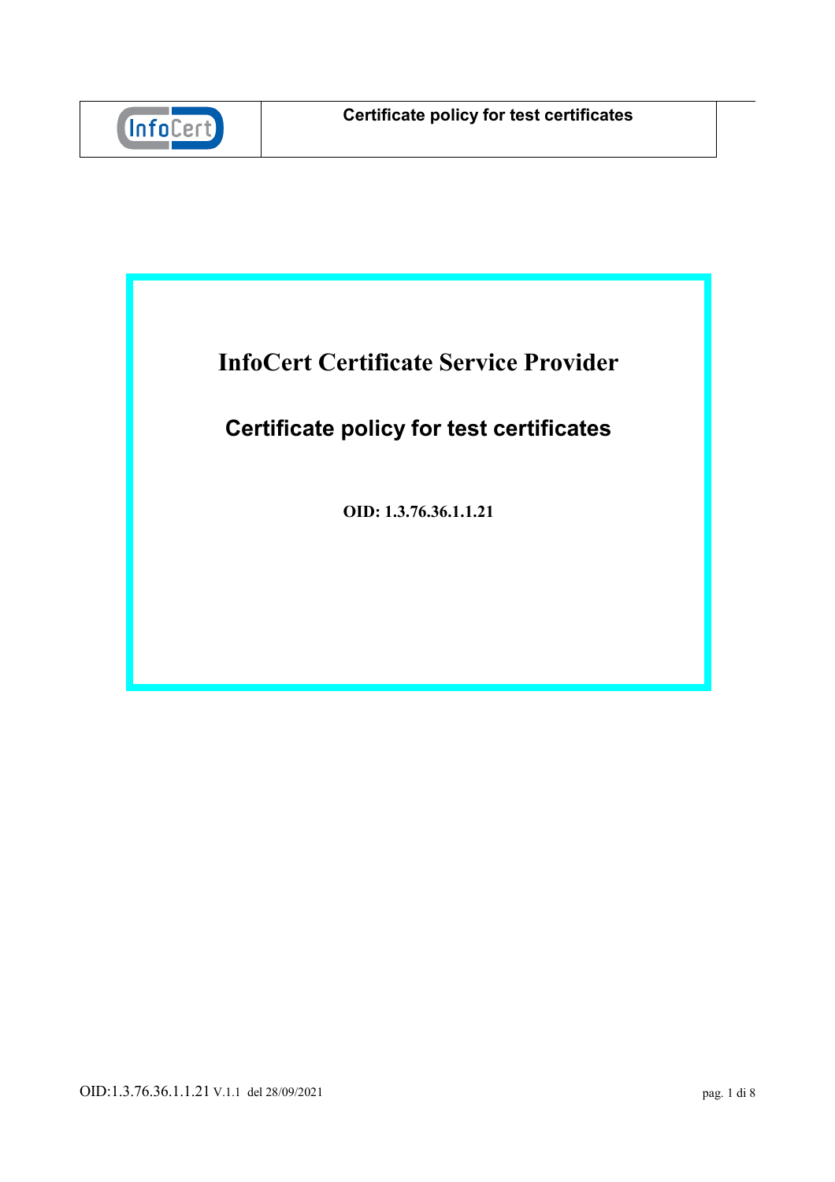# InfoCert Certificate Service Provider

## Certificate policy for test certificates

**OID: 1.3.76.36.1.1.21**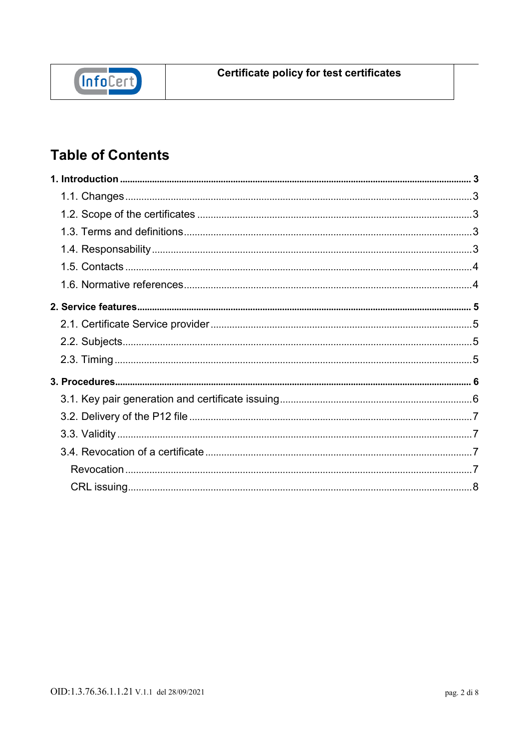# Table of Contents

**1. Introduction .......... 3**

- 1.1. Changes .......... 3
- 1.2. Scope of the certificates .......... 3
- 1.3. Terms and definitions .......... 3
- 1.4. Responsability .......... 3
- 1.5. Contacts .......... 4
- 1.6. Normative references .......... 4

**2. Service features .......... 5**

- 2.1. Certificate Service provider .......... 5
- 2.2. Subjects .......... 5
- 2.3. Timing .......... 5

**3. Procedures .......... 6**

- 3.1. Key pair generation and certificate issuing .......... 6
- 3.2. Delivery of the P12 file .......... 7
- 3.3. Validity .......... 7
- 3.4. Revocation of a certificate .......... 7
  - Revocation .......... 7
  - CRL issuing .......... 8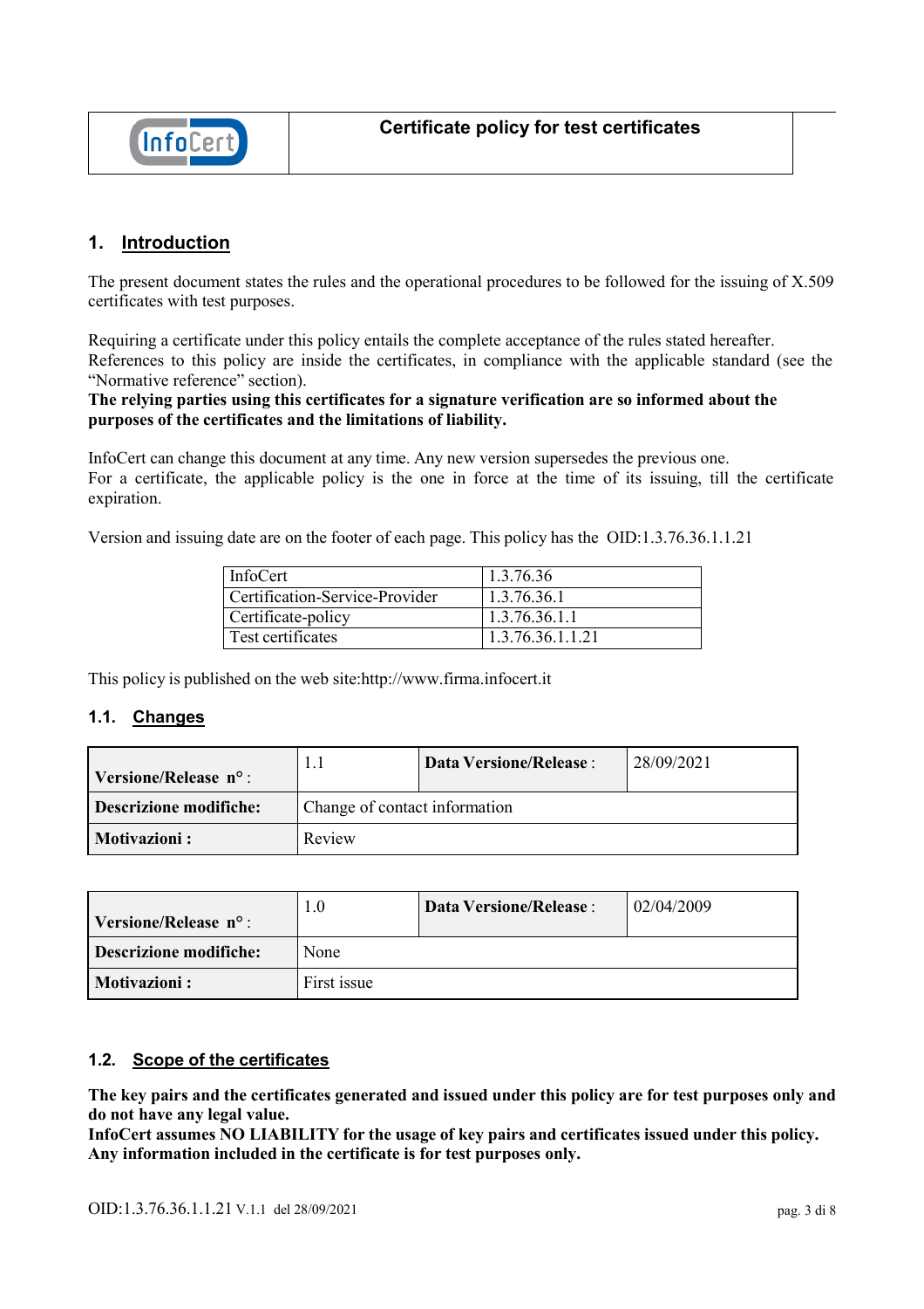## 1. Introduction

The present document states the rules and the operational procedures to be followed for the issuing of X.509 certificates with test purposes.

Requiring a certificate under this policy entails the complete acceptance of the rules stated hereafter.
References to this policy are inside the certificates, in compliance with the applicable standard (see the "Normative reference" section).
**The relying parties using this certificates for a signature verification are so informed about the purposes of the certificates and the limitations of liability.**

InfoCert can change this document at any time. Any new version supersedes the previous one.
For a certificate, the applicable policy is the one in force at the time of its issuing, till the certificate expiration.

Version and issuing date are on the footer of each page. This policy has the OID:1.3.76.36.1.1.21

| | |
|---|---|
| InfoCert | 1.3.76.36 |
| Certification-Service-Provider | 1.3.76.36.1 |
| Certificate-policy | 1.3.76.36.1.1 |
| Test certificates | 1.3.76.36.1.1.21 |

This policy is published on the web site:http://www.firma.infocert.it

### 1.1. Changes

| | | | |
|---|---|---|---|
| **Versione/Release n°** : | 1.1 | **Data Versione/Release** : | 28/09/2021 |
| **Descrizione modifiche:** | Change of contact information | | |
| **Motivazioni :** | Review | | |

| | | | |
|---|---|---|---|
| **Versione/Release n°** : | 1.0 | **Data Versione/Release** : | 02/04/2009 |
| **Descrizione modifiche:** | None | | |
| **Motivazioni :** | First issue | | |

### 1.2. Scope of the certificates

**The key pairs and the certificates generated and issued under this policy are for test purposes only and do not have any legal value.**
**InfoCert assumes NO LIABILITY for the usage of key pairs and certificates issued under this policy.**
**Any information included in the certificate is for test purposes only.**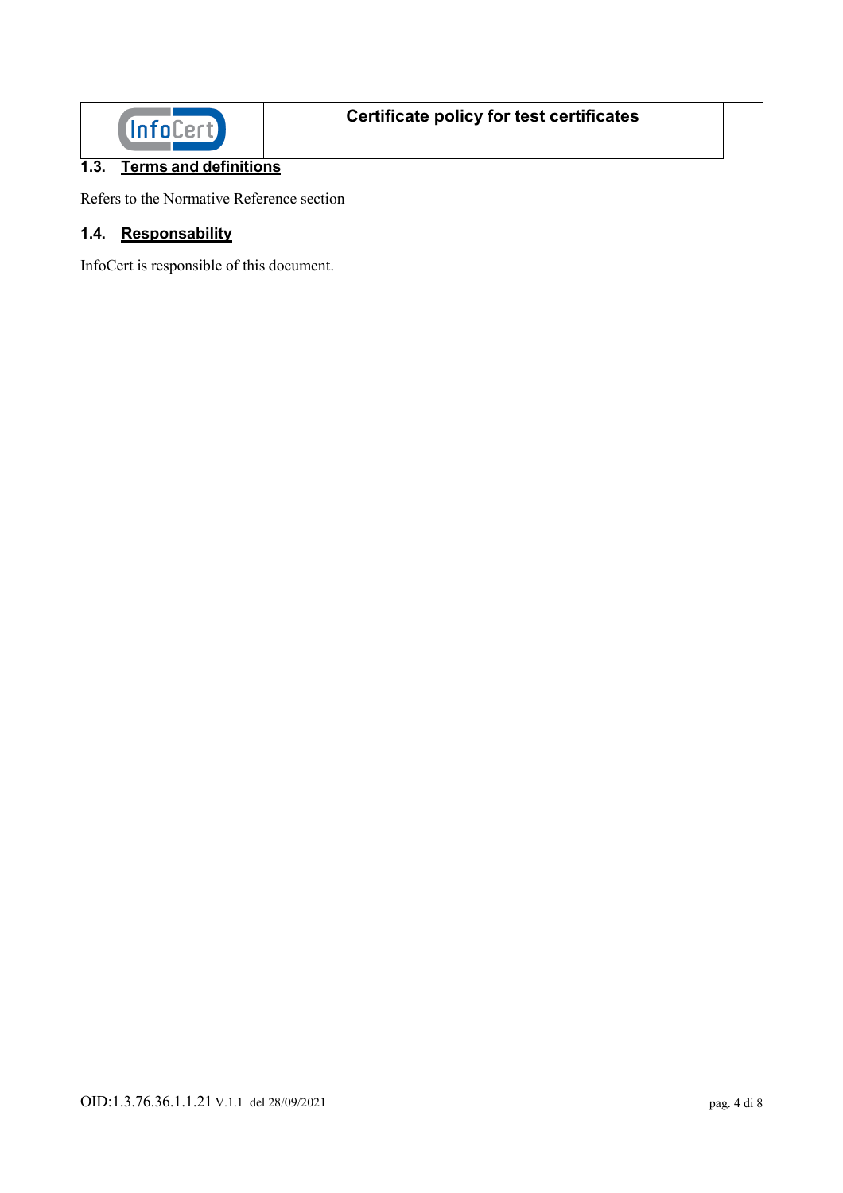### 1.3. Terms and definitions

Refers to the Normative Reference section

### 1.4. Responsability

InfoCert is responsible of this document.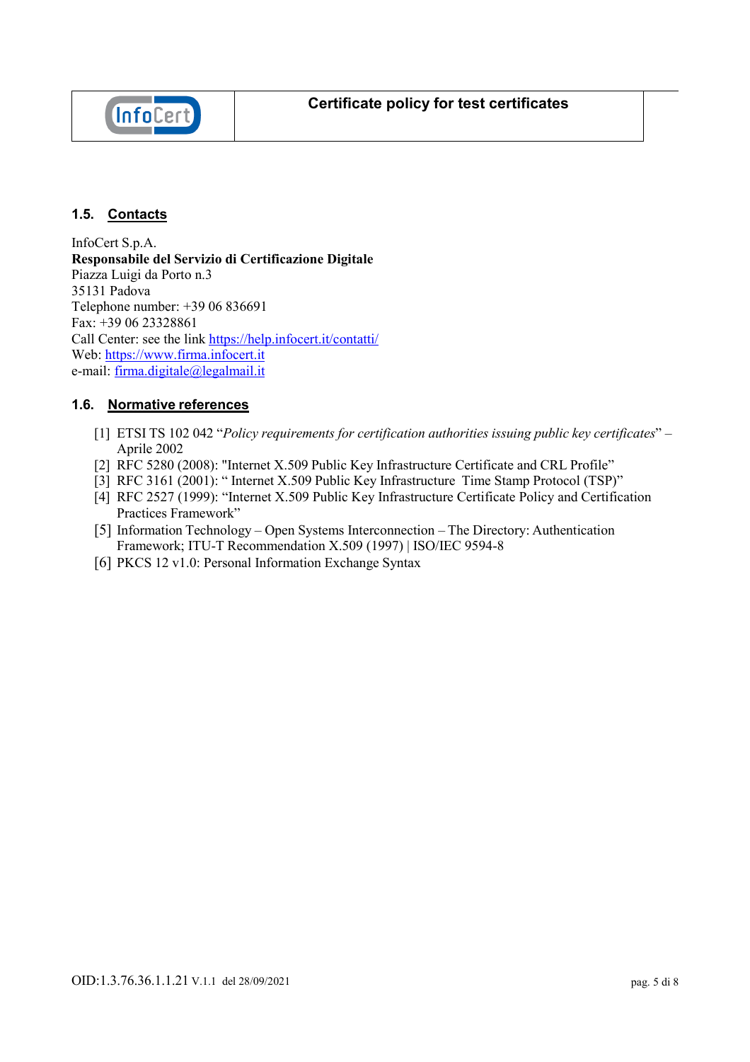## 1.5. Contacts

InfoCert S.p.A.  
**Responsabile del Servizio di Certificazione Digitale**  
Piazza Luigi da Porto n.3  
35131 Padova  
Telephone number: +39 06 836691  
Fax: +39 06 23328861  
Call Center: see the link https://help.infocert.it/contatti/  
Web: https://www.firma.infocert.it  
e-mail: firma.digitale@legalmail.it

## 1.6. Normative references

[1] ETSI TS 102 042 "*Policy requirements for certification authorities issuing public key certificates*" – Aprile 2002  
[2] RFC 5280 (2008): "Internet X.509 Public Key Infrastructure Certificate and CRL Profile"  
[3] RFC 3161 (2001): " Internet X.509 Public Key Infrastructure Time Stamp Protocol (TSP)"  
[4] RFC 2527 (1999): "Internet X.509 Public Key Infrastructure Certificate Policy and Certification Practices Framework"  
[5] Information Technology – Open Systems Interconnection – The Directory: Authentication Framework; ITU-T Recommendation X.509 (1997) | ISO/IEC 9594-8  
[6] PKCS 12 v1.0: Personal Information Exchange Syntax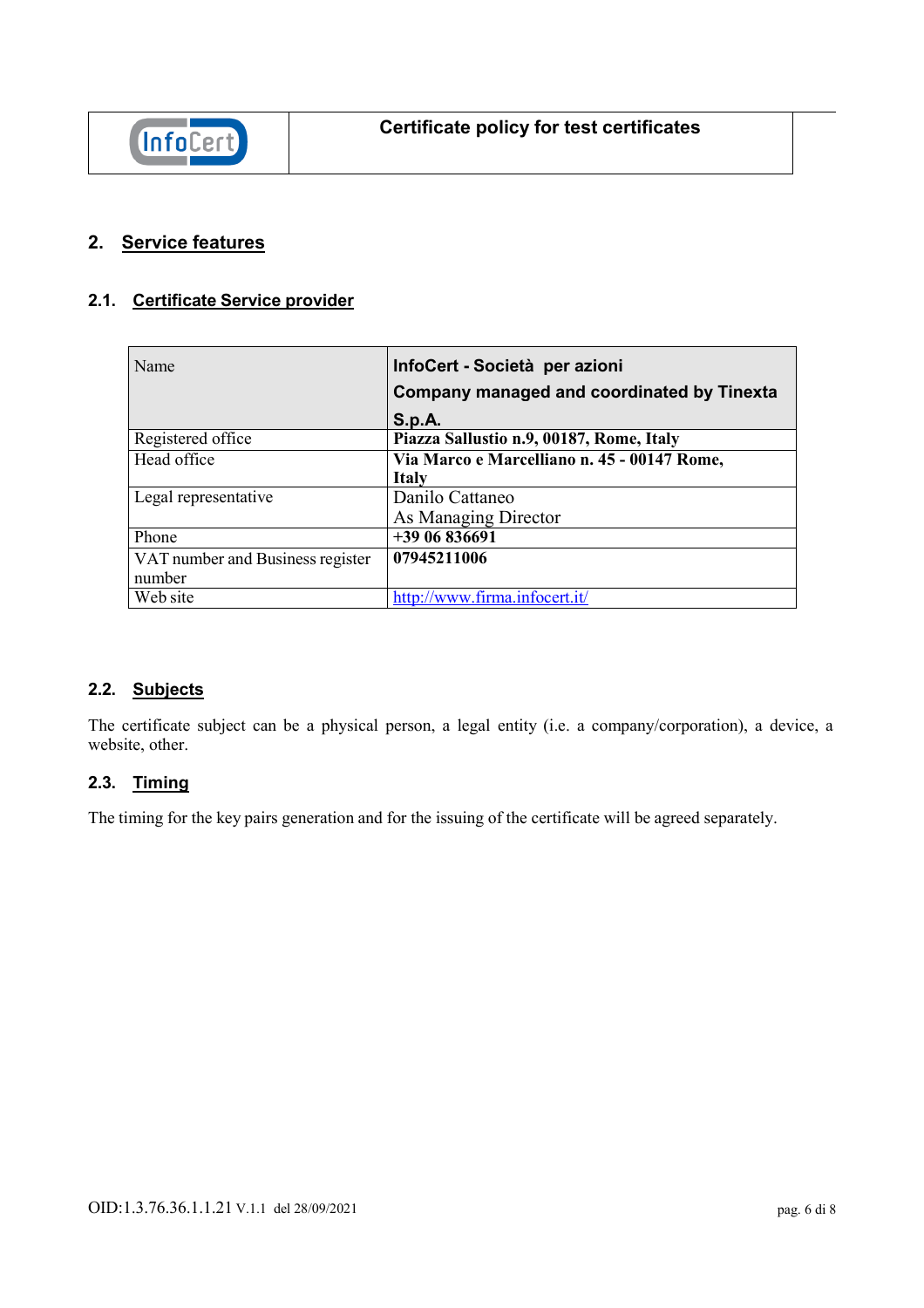## 2. Service features

### 2.1. Certificate Service provider

| | |
|---|---|
| Name | **InfoCert - Società per azioni**<br>**Company managed and coordinated by Tinexta S.p.A.** |
| Registered office | **Piazza Sallustio n.9, 00187, Rome, Italy** |
| Head office | **Via Marco e Marcelliano n. 45 - 00147 Rome, Italy** |
| Legal representative | Danilo Cattaneo<br>As Managing Director |
| Phone | **+39 06 836691** |
| VAT number and Business register number | **07945211006** |
| Web site | http://www.firma.infocert.it/ |

### 2.2. Subjects

The certificate subject can be a physical person, a legal entity (i.e. a company/corporation), a device, a website, other.

### 2.3. Timing

The timing for the key pairs generation and for the issuing of the certificate will be agreed separately.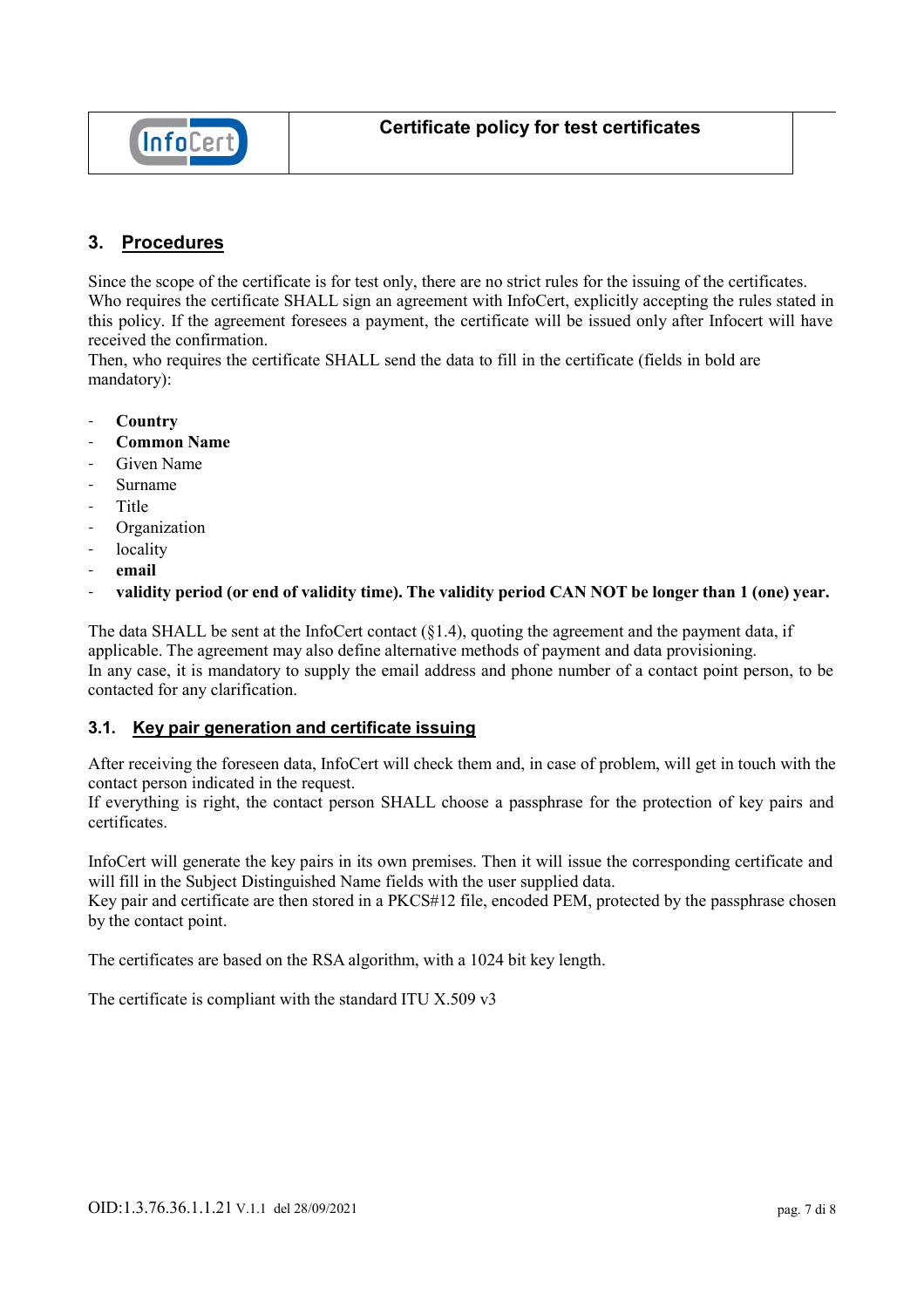## 3. Procedures

Since the scope of the certificate is for test only, there are no strict rules for the issuing of the certificates.
Who requires the certificate SHALL sign an agreement with InfoCert, explicitly accepting the rules stated in this policy. If the agreement foresees a payment, the certificate will be issued only after Infocert will have received the confirmation.
Then, who requires the certificate SHALL send the data to fill in the certificate (fields in bold are mandatory):

- **Country**
- **Common Name**
- Given Name
- Surname
- Title
- Organization
- locality
- **email**
- **validity period (or end of validity time). The validity period CAN NOT be longer than 1 (one) year.**

The data SHALL be sent at the InfoCert contact (§1.4), quoting the agreement and the payment data, if applicable. The agreement may also define alternative methods of payment and data provisioning.
In any case, it is mandatory to supply the email address and phone number of a contact point person, to be contacted for any clarification.

### 3.1. Key pair generation and certificate issuing

After receiving the foreseen data, InfoCert will check them and, in case of problem, will get in touch with the contact person indicated in the request.
If everything is right, the contact person SHALL choose a passphrase for the protection of key pairs and certificates.

InfoCert will generate the key pairs in its own premises. Then it will issue the corresponding certificate and will fill in the Subject Distinguished Name fields with the user supplied data.
Key pair and certificate are then stored in a PKCS#12 file, encoded PEM, protected by the passphrase chosen by the contact point.

The certificates are based on the RSA algorithm, with a 1024 bit key length.

The certificate is compliant with the standard ITU X.509 v3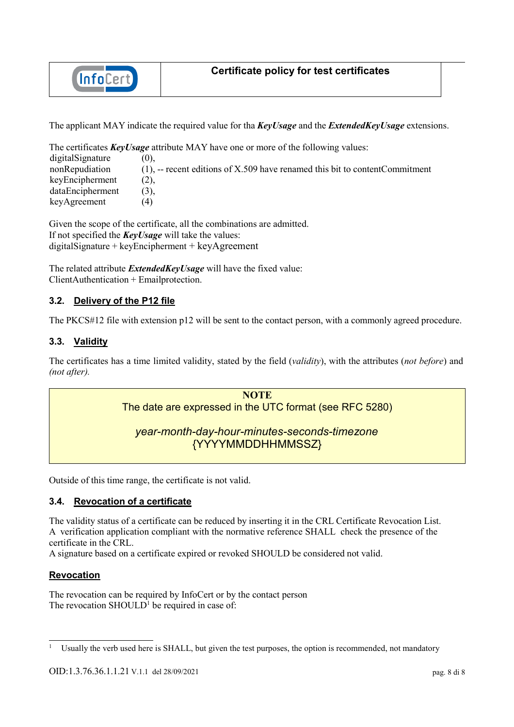The applicant MAY indicate the required value for tha ***KeyUsage*** and the ***ExtendedKeyUsage*** extensions.

The certificates ***KeyUsage*** attribute MAY have one or more of the following values:

| | |
|---|---|
| digitalSignature | (0), |
| nonRepudiation | (1), -- recent editions of X.509 have renamed this bit to contentCommitment |
| keyEncipherment | (2), |
| dataEncipherment | (3), |
| keyAgreement | (4) |

Given the scope of the certificate, all the combinations are admitted.
If not specified the ***KeyUsage*** will take the values:
digitalSignature + keyEncipherment + keyAgreement

The related attribute ***ExtendedKeyUsage*** will have the fixed value:
ClientAuthentication + Emailprotection.

## 3.2. Delivery of the P12 file

The PKCS#12 file with extension p12 will be sent to the contact person, with a commonly agreed procedure.

## 3.3. Validity

The certificates has a time limited validity, stated by the field (*validity*), with the attributes (*not before*) and *(not after).*

> **NOTE**
> The date are expressed in the UTC format (see RFC 5280)
>
> *year-month-day-hour-minutes-seconds-timezone*
> {YYYYMMDDHHMMSSZ}

Outside of this time range, the certificate is not valid.

## 3.4. Revocation of a certificate

The validity status of a certificate can be reduced by inserting it in the CRL Certificate Revocation List.
A verification application compliant with the normative reference SHALL check the presence of the certificate in the CRL.
A signature based on a certificate expired or revoked SHOULD be considered not valid.

### Revocation

The revocation can be required by InfoCert or by the contact person
The revocation SHOULD[1] be required in case of:

[1] Usually the verb used here is SHALL, but given the test purposes, the option is recommended, not mandatory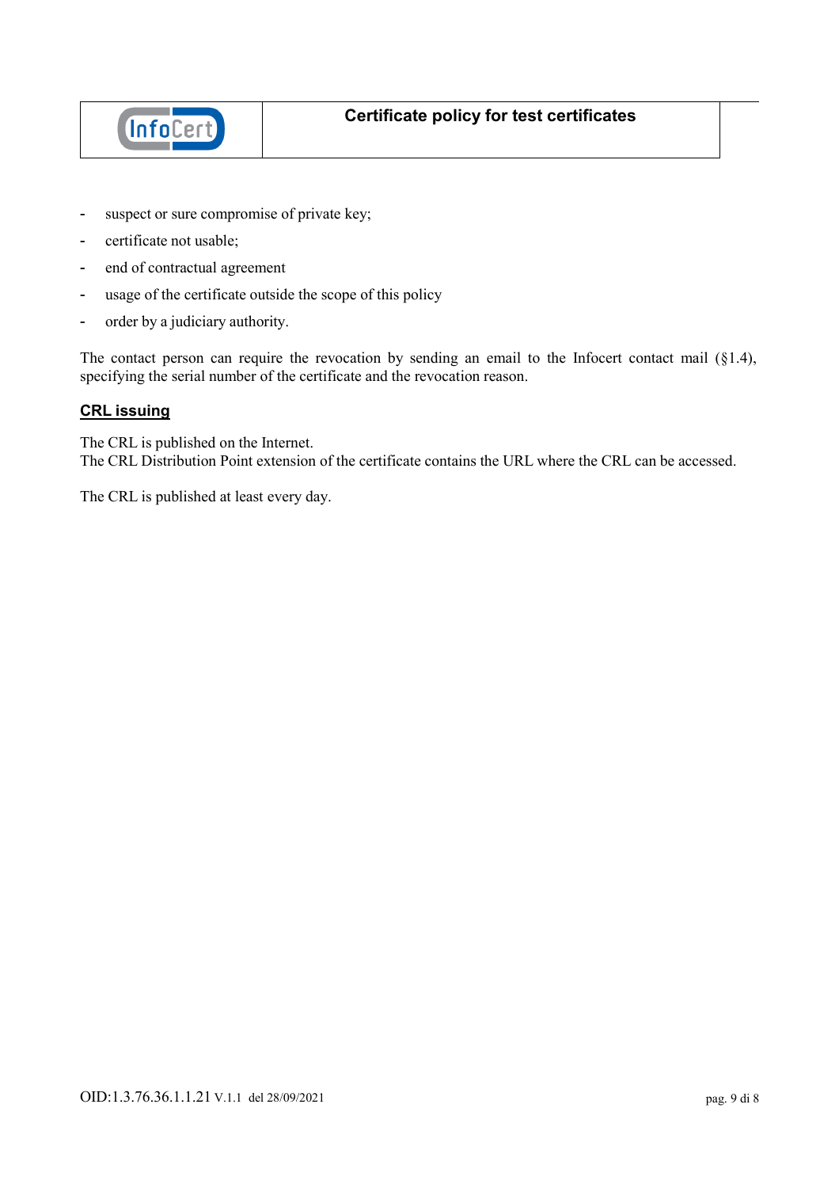- suspect or sure compromise of private key;
- certificate not usable;
- end of contractual agreement
- usage of the certificate outside the scope of this policy
- order by a judiciary authority.

The contact person can require the revocation by sending an email to the Infocert contact mail (§1.4), specifying the serial number of the certificate and the revocation reason.

## CRL issuing

The CRL is published on the Internet.
The CRL Distribution Point extension of the certificate contains the URL where the CRL can be accessed.

The CRL is published at least every day.